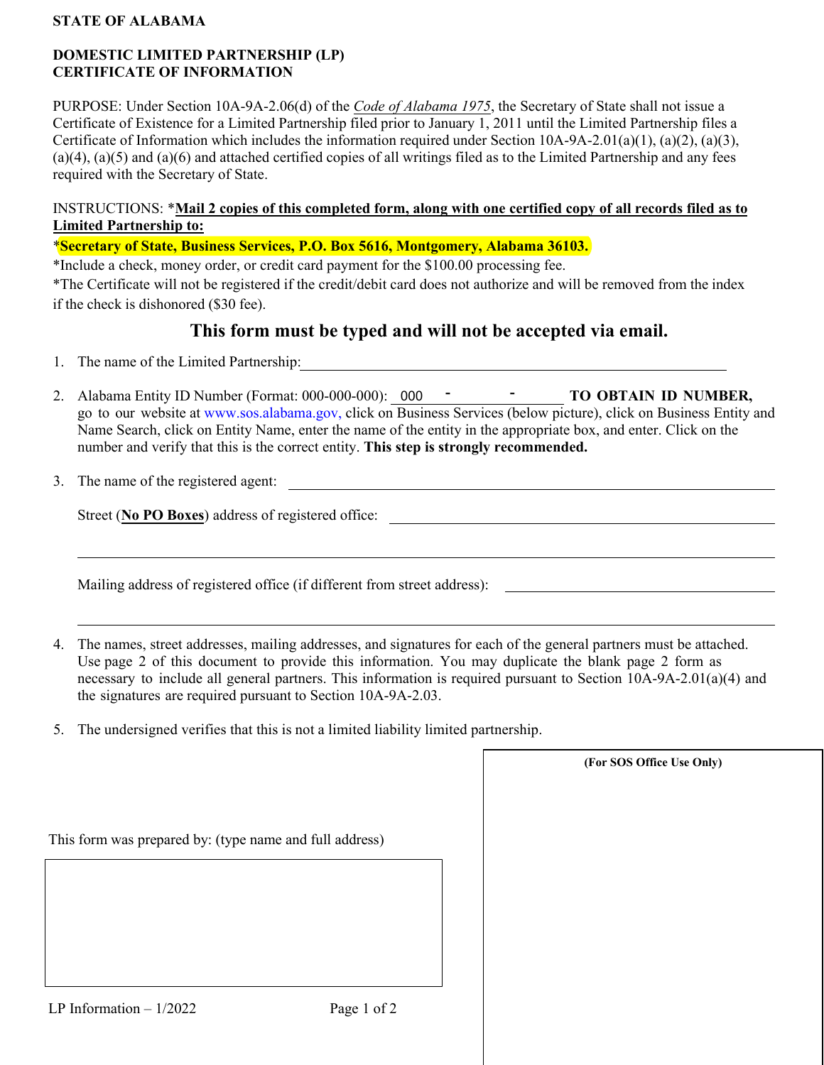**STATE OF ALABAMA**

**DOMESTIC LIMITED PARTNERSHIP (LP)**
**CERTIFICATE OF INFORMATION**

PURPOSE: Under Section 10A-9A-2.06(d) of the *Code of Alabama 1975*, the Secretary of State shall not issue a Certificate of Existence for a Limited Partnership filed prior to January 1, 2011 until the Limited Partnership files a Certificate of Information which includes the information required under Section 10A-9A-2.01(a)(1), (a)(2), (a)(3), (a)(4), (a)(5) and (a)(6) and attached certified copies of all writings filed as to the Limited Partnership and any fees required with the Secretary of State.

INSTRUCTIONS: ***Mail 2 copies of this completed form, along with one certified copy of all records filed as to Limited Partnership to:**

***Secretary of State, Business Services, P.O. Box 5616, Montgomery, Alabama 36103.**

*Include a check, money order, or credit card payment for the $100.00 processing fee.

*The Certificate will not be registered if the credit/debit card does not authorize and will be removed from the index if the check is dishonored ($30 fee).

## This form must be typed and will not be accepted via email.

1. The name of the Limited Partnership: ______________________________

2. Alabama Entity ID Number (Format: 000-000-000): 000 - ______ - ______ **TO OBTAIN ID NUMBER,** go to our website at www.sos.alabama.gov, click on Business Services (below picture), click on Business Entity and Name Search, click on Entity Name, enter the name of the entity in the appropriate box, and enter. Click on the number and verify that this is the correct entity. **This step is strongly recommended.**

3. The name of the registered agent: ______________________________

   Street (**No PO Boxes**) address of registered office: ______________________________

   ______________________________

   Mailing address of registered office (if different from street address): ______________________________

   ______________________________

4. The names, street addresses, mailing addresses, and signatures for each of the general partners must be attached. Use page 2 of this document to provide this information. You may duplicate the blank page 2 form as necessary to include all general partners. This information is required pursuant to Section 10A-9A-2.01(a)(4) and the signatures are required pursuant to Section 10A-9A-2.03.

5. The undersigned verifies that this is not a limited liability limited partnership.

**(For SOS Office Use Only)**

This form was prepared by: (type name and full address)

LP Information – 1/2022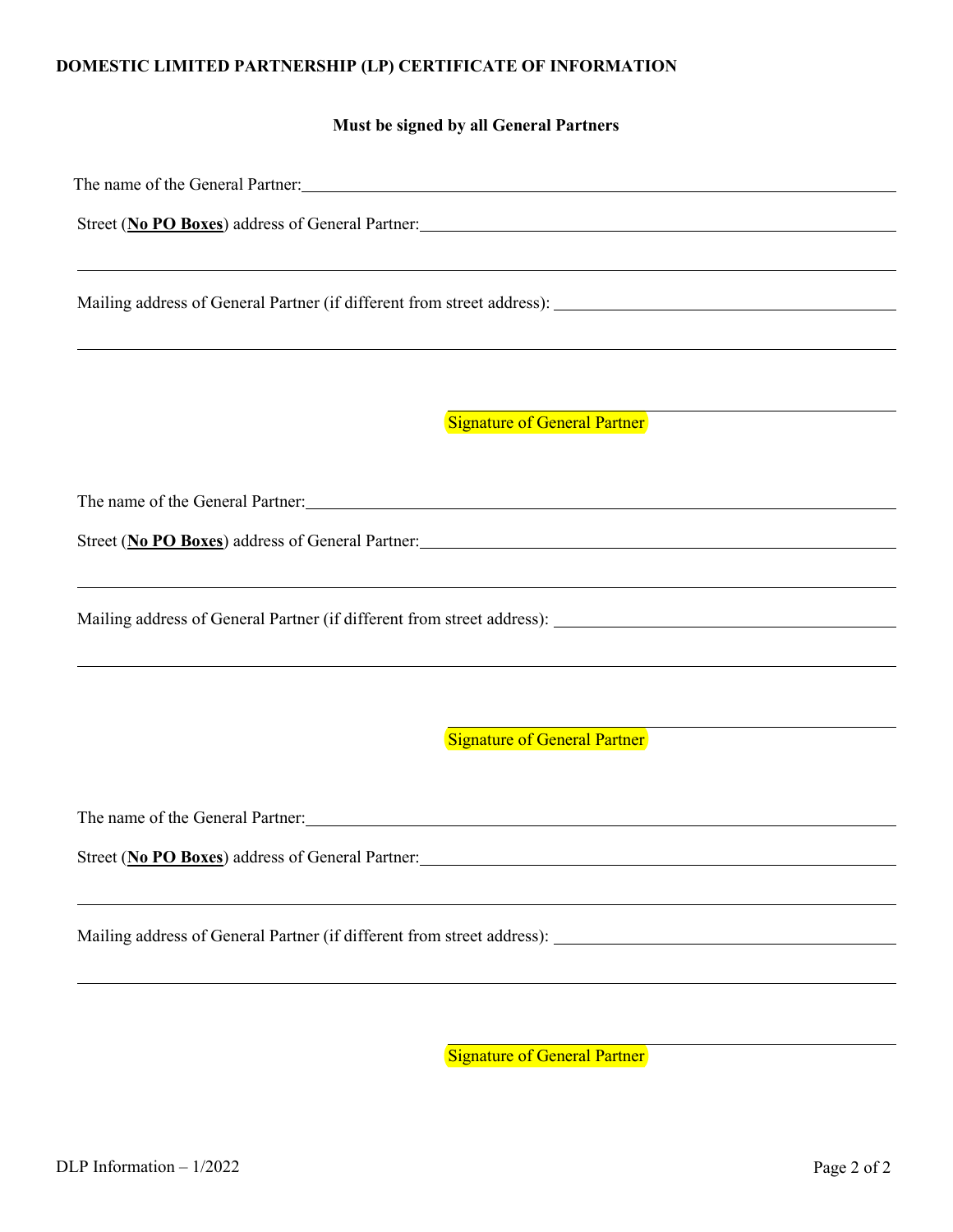**DOMESTIC LIMITED PARTNERSHIP (LP) CERTIFICATE OF INFORMATION**

**Must be signed by all General Partners**

The name of the General Partner: ______________________________________________

Street (**No PO Boxes**) address of General Partner: ______________________________________________

______________________________________________

Mailing address of General Partner (if different from street address): ______________________________________________

______________________________________________

______________________________________________
Signature of General Partner

The name of the General Partner: ______________________________________________

Street (**No PO Boxes**) address of General Partner: ______________________________________________

______________________________________________

Mailing address of General Partner (if different from street address): ______________________________________________

______________________________________________

______________________________________________
Signature of General Partner

The name of the General Partner: ______________________________________________

Street (**No PO Boxes**) address of General Partner: ______________________________________________

______________________________________________

Mailing address of General Partner (if different from street address): ______________________________________________

______________________________________________

______________________________________________
Signature of General Partner

DLP Information – 1/2022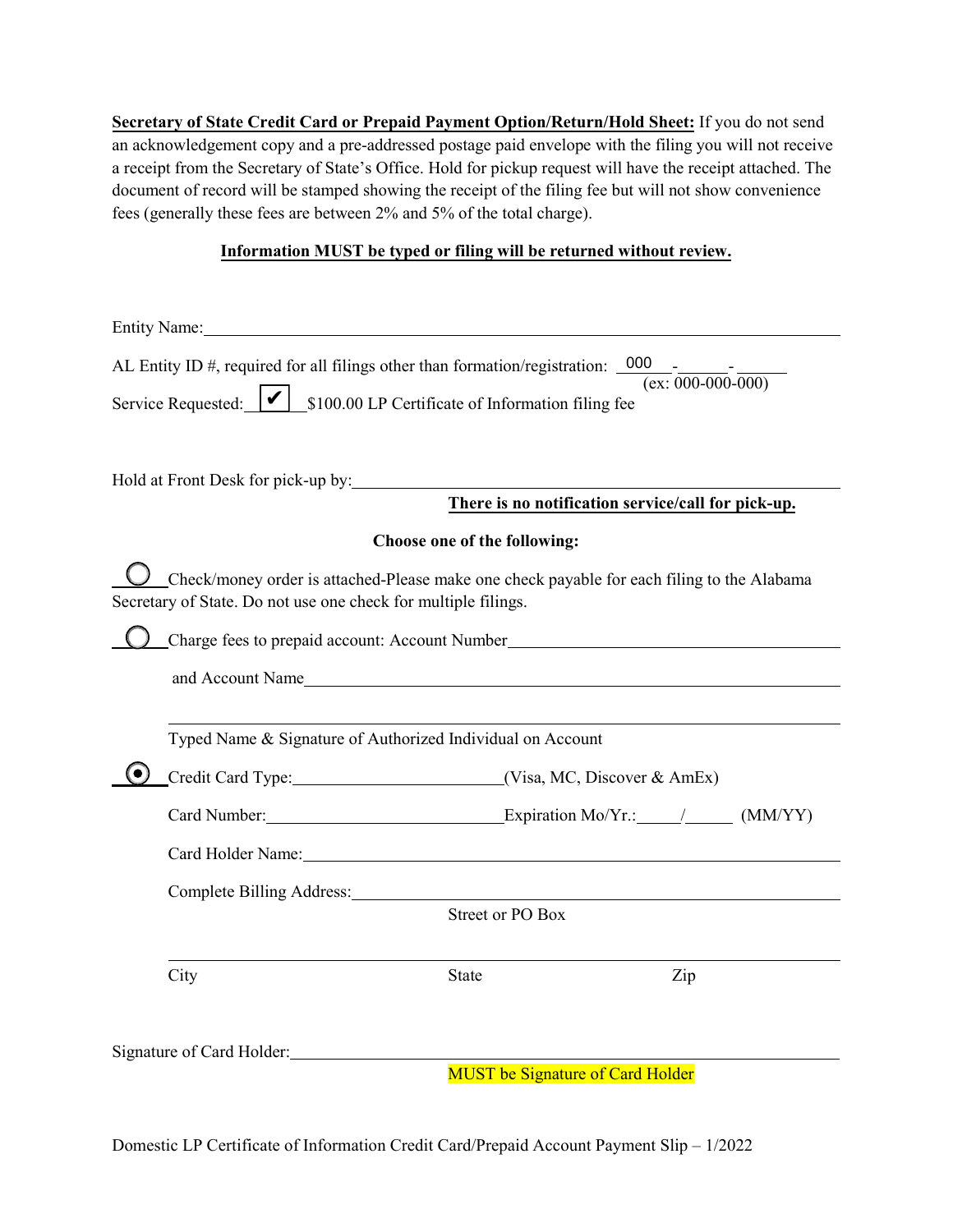**Secretary of State Credit Card or Prepaid Payment Option/Return/Hold Sheet:** If you do not send an acknowledgement copy and a pre-addressed postage paid envelope with the filing you will not receive a receipt from the Secretary of State's Office. Hold for pickup request will have the receipt attached. The document of record will be stamped showing the receipt of the filing fee but will not show convenience fees (generally these fees are between 2% and 5% of the total charge).

**Information MUST be typed or filing will be returned without review.**

Entity Name: ____________________

AL Entity ID #, required for all filings other than formation/registration: 000 - ______ - ______ (ex: 000-000-000)

Service Requested: ☑ $100.00 LP Certificate of Information filing fee

Hold at Front Desk for pick-up by: ____________________

**There is no notification service/call for pick-up.**

**Choose one of the following:**

○ Check/money order is attached-Please make one check payable for each filing to the Alabama Secretary of State. Do not use one check for multiple filings.

○ Charge fees to prepaid account: Account Number ____________________

and Account Name ____________________

____________________

Typed Name & Signature of Authorized Individual on Account

◉ Credit Card Type: ____________________ (Visa, MC, Discover & AmEx)

Card Number: ____________________ Expiration Mo/Yr.: _____/_____ (MM/YY)

Card Holder Name: ____________________

Complete Billing Address: ____________________

Street or PO Box

____________________

City State Zip

Signature of Card Holder: ____________________

MUST be Signature of Card Holder

Domestic LP Certificate of Information Credit Card/Prepaid Account Payment Slip – 1/2022